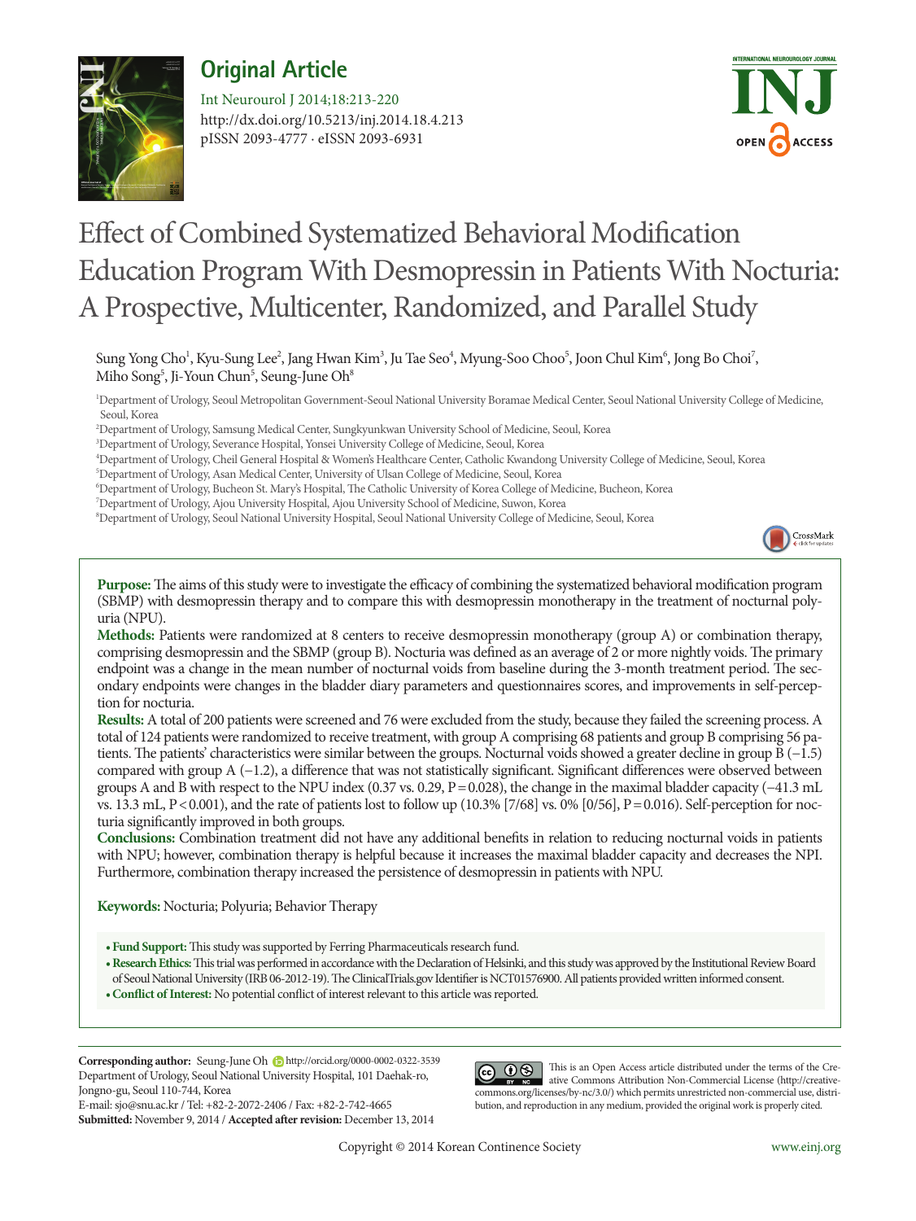Original Article

Int Neurourol J 2014;18:213-220
http://dx.doi.org/10.5213/inj.2014.18.4.213
pISSN 2093-4777 · eISSN 2093-6931

# Effect of Combined Systematized Behavioral Modification Education Program With Desmopressin in Patients With Nocturia: A Prospective, Multicenter, Randomized, and Parallel Study

Sung Yong Cho[1], Kyu-Sung Lee[2], Jang Hwan Kim[3], Ju Tae Seo[4], Myung-Soo Choo[5], Joon Chul Kim[6], Jong Bo Choi[7], Miho Song[5], Ji-Youn Chun[5], Seung-June Oh[8]

[1]Department of Urology, Seoul Metropolitan Government-Seoul National University Boramae Medical Center, Seoul National University College of Medicine, Seoul, Korea
[2]Department of Urology, Samsung Medical Center, Sungkyunkwan University School of Medicine, Seoul, Korea
[3]Department of Urology, Severance Hospital, Yonsei University College of Medicine, Seoul, Korea
[4]Department of Urology, Cheil General Hospital & Women's Healthcare Center, Catholic Kwandong University College of Medicine, Seoul, Korea
[5]Department of Urology, Asan Medical Center, University of Ulsan College of Medicine, Seoul, Korea
[6]Department of Urology, Bucheon St. Mary's Hospital, The Catholic University of Korea College of Medicine, Bucheon, Korea
[7]Department of Urology, Ajou University Hospital, Ajou University School of Medicine, Suwon, Korea
[8]Department of Urology, Seoul National University Hospital, Seoul National University College of Medicine, Seoul, Korea

**Purpose:** The aims of this study were to investigate the efficacy of combining the systematized behavioral modification program (SBMP) with desmopressin therapy and to compare this with desmopressin monotherapy in the treatment of nocturnal polyuria (NPU).

**Methods:** Patients were randomized at 8 centers to receive desmopressin monotherapy (group A) or combination therapy, comprising desmopressin and the SBMP (group B). Nocturia was defined as an average of 2 or more nightly voids. The primary endpoint was a change in the mean number of nocturnal voids from baseline during the 3-month treatment period. The secondary endpoints were changes in the bladder diary parameters and questionnaires scores, and improvements in self-perception for nocturia.

**Results:** A total of 200 patients were screened and 76 were excluded from the study, because they failed the screening process. A total of 124 patients were randomized to receive treatment, with group A comprising 68 patients and group B comprising 56 patients. The patients' characteristics were similar between the groups. Nocturnal voids showed a greater decline in group B (−1.5) compared with group A (−1.2), a difference that was not statistically significant. Significant differences were observed between groups A and B with respect to the NPU index (0.37 vs. 0.29, $P=0.028$), the change in the maximal bladder capacity (−41.3 mL vs. 13.3 mL, $P<0.001$), and the rate of patients lost to follow up (10.3% [7/68] vs. 0% [0/56], $P=0.016$). Self-perception for nocturia significantly improved in both groups.

**Conclusions:** Combination treatment did not have any additional benefits in relation to reducing nocturnal voids in patients with NPU; however, combination therapy is helpful because it increases the maximal bladder capacity and decreases the NPI. Furthermore, combination therapy increased the persistence of desmopressin in patients with NPU.

**Keywords:** Nocturia; Polyuria; Behavior Therapy

- **Fund Support:** This study was supported by Ferring Pharmaceuticals research fund.
- **Research Ethics:** This trial was performed in accordance with the Declaration of Helsinki, and this study was approved by the Institutional Review Board of Seoul National University (IRB 06-2012-19). The ClinicalTrials.gov Identifier is NCT01576900. All patients provided written informed consent.
- **Conflict of Interest:** No potential conflict of interest relevant to this article was reported.

**Corresponding author:** Seung-June Oh http://orcid.org/0000-0002-0322-3539
Department of Urology, Seoul National University Hospital, 101 Daehak-ro, Jongno-gu, Seoul 110-744, Korea
E-mail: sjo@snu.ac.kr / Tel: +82-2-2072-2406 / Fax: +82-2-742-4665
**Submitted:** November 9, 2014 / **Accepted after revision:** December 13, 2014

This is an Open Access article distributed under the terms of the Creative Commons Attribution Non-Commercial License (http://creativecommons.org/licenses/by-nc/3.0/) which permits unrestricted non-commercial use, distribution, and reproduction in any medium, provided the original work is properly cited.

Copyright © 2014 Korean Continence Society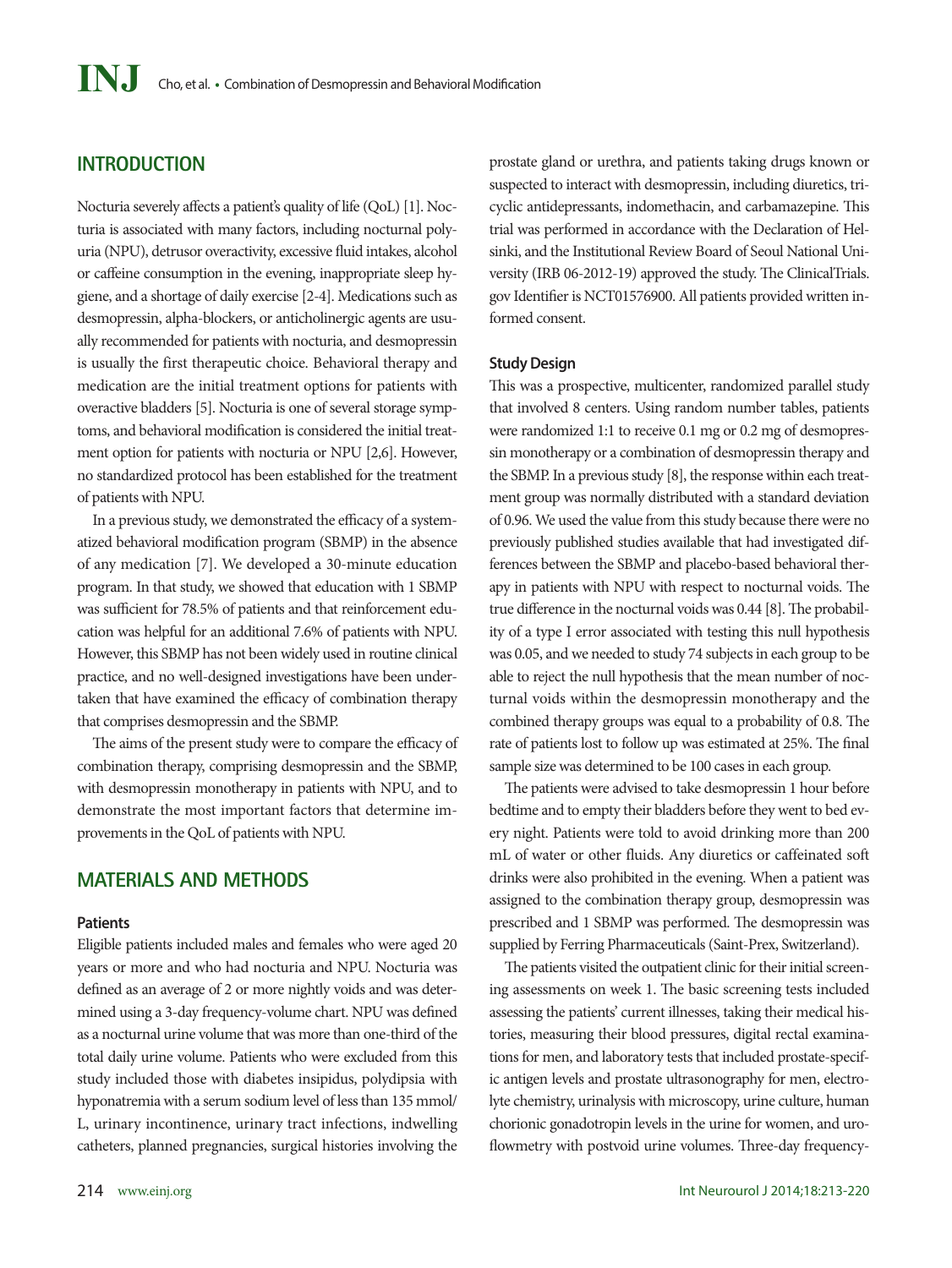## INTRODUCTION

Nocturia severely affects a patient's quality of life (QoL) [1]. Nocturia is associated with many factors, including nocturnal polyuria (NPU), detrusor overactivity, excessive fluid intakes, alcohol or caffeine consumption in the evening, inappropriate sleep hygiene, and a shortage of daily exercise [2-4]. Medications such as desmopressin, alpha-blockers, or anticholinergic agents are usually recommended for patients with nocturia, and desmopressin is usually the first therapeutic choice. Behavioral therapy and medication are the initial treatment options for patients with overactive bladders [5]. Nocturia is one of several storage symptoms, and behavioral modification is considered the initial treatment option for patients with nocturia or NPU [2,6]. However, no standardized protocol has been established for the treatment of patients with NPU.

In a previous study, we demonstrated the efficacy of a systematized behavioral modification program (SBMP) in the absence of any medication [7]. We developed a 30-minute education program. In that study, we showed that education with 1 SBMP was sufficient for 78.5% of patients and that reinforcement education was helpful for an additional 7.6% of patients with NPU. However, this SBMP has not been widely used in routine clinical practice, and no well-designed investigations have been undertaken that have examined the efficacy of combination therapy that comprises desmopressin and the SBMP.

The aims of the present study were to compare the efficacy of combination therapy, comprising desmopressin and the SBMP, with desmopressin monotherapy in patients with NPU, and to demonstrate the most important factors that determine improvements in the QoL of patients with NPU.

## MATERIALS AND METHODS

### Patients

Eligible patients included males and females who were aged 20 years or more and who had nocturia and NPU. Nocturia was defined as an average of 2 or more nightly voids and was determined using a 3-day frequency-volume chart. NPU was defined as a nocturnal urine volume that was more than one-third of the total daily urine volume. Patients who were excluded from this study included those with diabetes insipidus, polydipsia with hyponatremia with a serum sodium level of less than 135 mmol/L, urinary incontinence, urinary tract infections, indwelling catheters, planned pregnancies, surgical histories involving the prostate gland or urethra, and patients taking drugs known or suspected to interact with desmopressin, including diuretics, tricyclic antidepressants, indomethacin, and carbamazepine. This trial was performed in accordance with the Declaration of Helsinki, and the Institutional Review Board of Seoul National University (IRB 06-2012-19) approved the study. The ClinicalTrials.gov Identifier is NCT01576900. All patients provided written informed consent.

### Study Design

This was a prospective, multicenter, randomized parallel study that involved 8 centers. Using random number tables, patients were randomized 1:1 to receive 0.1 mg or 0.2 mg of desmopressin monotherapy or a combination of desmopressin therapy and the SBMP. In a previous study [8], the response within each treatment group was normally distributed with a standard deviation of 0.96. We used the value from this study because there were no previously published studies available that had investigated differences between the SBMP and placebo-based behavioral therapy in patients with NPU with respect to nocturnal voids. The true difference in the nocturnal voids was 0.44 [8]. The probability of a type I error associated with testing this null hypothesis was 0.05, and we needed to study 74 subjects in each group to be able to reject the null hypothesis that the mean number of nocturnal voids within the desmopressin monotherapy and the combined therapy groups was equal to a probability of 0.8. The rate of patients lost to follow up was estimated at 25%. The final sample size was determined to be 100 cases in each group.

The patients were advised to take desmopressin 1 hour before bedtime and to empty their bladders before they went to bed every night. Patients were told to avoid drinking more than 200 mL of water or other fluids. Any diuretics or caffeinated soft drinks were also prohibited in the evening. When a patient was assigned to the combination therapy group, desmopressin was prescribed and 1 SBMP was performed. The desmopressin was supplied by Ferring Pharmaceuticals (Saint-Prex, Switzerland).

The patients visited the outpatient clinic for their initial screening assessments on week 1. The basic screening tests included assessing the patients' current illnesses, taking their medical histories, measuring their blood pressures, digital rectal examinations for men, and laboratory tests that included prostate-specific antigen levels and prostate ultrasonography for men, electrolyte chemistry, urinalysis with microscopy, urine culture, human chorionic gonadotropin levels in the urine for women, and uroflowmetry with postvoid urine volumes. Three-day frequency-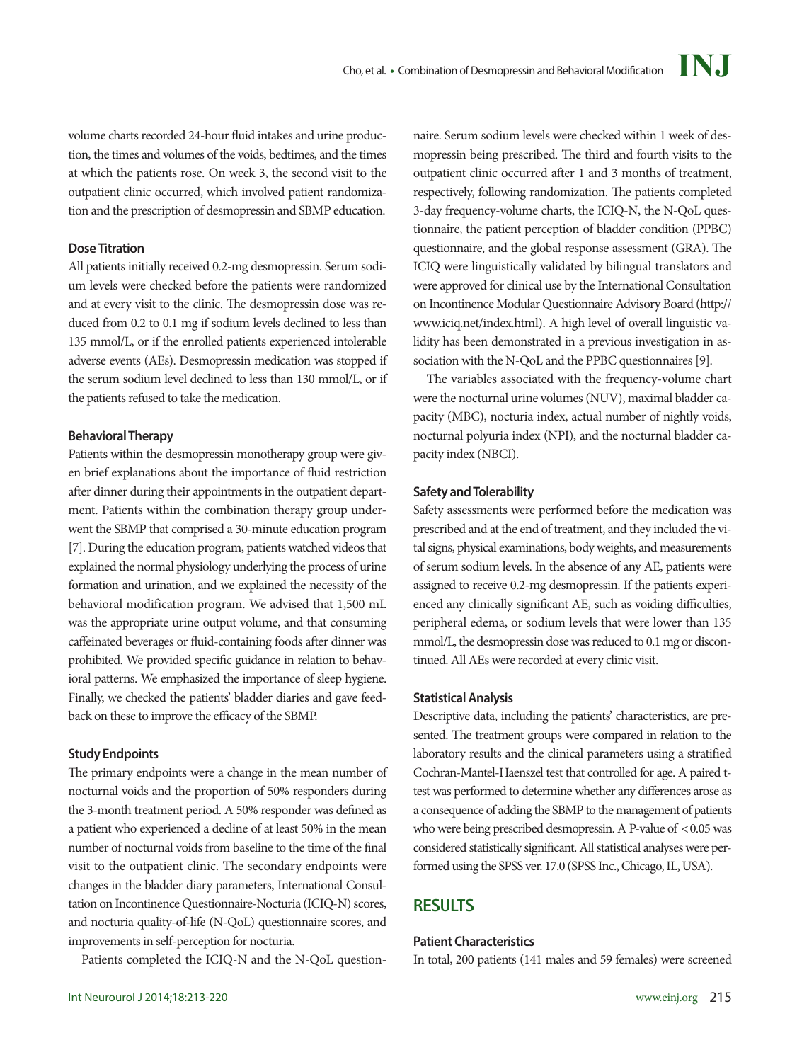volume charts recorded 24-hour fluid intakes and urine production, the times and volumes of the voids, bedtimes, and the times at which the patients rose. On week 3, the second visit to the outpatient clinic occurred, which involved patient randomization and the prescription of desmopressin and SBMP education.

### Dose Titration

All patients initially received 0.2-mg desmopressin. Serum sodium levels were checked before the patients were randomized and at every visit to the clinic. The desmopressin dose was reduced from 0.2 to 0.1 mg if sodium levels declined to less than 135 mmol/L, or if the enrolled patients experienced intolerable adverse events (AEs). Desmopressin medication was stopped if the serum sodium level declined to less than 130 mmol/L, or if the patients refused to take the medication.

### Behavioral Therapy

Patients within the desmopressin monotherapy group were given brief explanations about the importance of fluid restriction after dinner during their appointments in the outpatient department. Patients within the combination therapy group underwent the SBMP that comprised a 30-minute education program [7]. During the education program, patients watched videos that explained the normal physiology underlying the process of urine formation and urination, and we explained the necessity of the behavioral modification program. We advised that 1,500 mL was the appropriate urine output volume, and that consuming caffeinated beverages or fluid-containing foods after dinner was prohibited. We provided specific guidance in relation to behavioral patterns. We emphasized the importance of sleep hygiene. Finally, we checked the patients' bladder diaries and gave feedback on these to improve the efficacy of the SBMP.

### Study Endpoints

The primary endpoints were a change in the mean number of nocturnal voids and the proportion of 50% responders during the 3-month treatment period. A 50% responder was defined as a patient who experienced a decline of at least 50% in the mean number of nocturnal voids from baseline to the time of the final visit to the outpatient clinic. The secondary endpoints were changes in the bladder diary parameters, International Consultation on Incontinence Questionnaire-Nocturia (ICIQ-N) scores, and nocturia quality-of-life (N-QoL) questionnaire scores, and improvements in self-perception for nocturia.

Patients completed the ICIQ-N and the N-QoL questionnaire. Serum sodium levels were checked within 1 week of desmopressin being prescribed. The third and fourth visits to the outpatient clinic occurred after 1 and 3 months of treatment, respectively, following randomization. The patients completed 3-day frequency-volume charts, the ICIQ-N, the N-QoL questionnaire, the patient perception of bladder condition (PPBC) questionnaire, and the global response assessment (GRA). The ICIQ were linguistically validated by bilingual translators and were approved for clinical use by the International Consultation on Incontinence Modular Questionnaire Advisory Board (http://www.iciq.net/index.html). A high level of overall linguistic validity has been demonstrated in a previous investigation in association with the N-QoL and the PPBC questionnaires [9].

The variables associated with the frequency-volume chart were the nocturnal urine volumes (NUV), maximal bladder capacity (MBC), nocturia index, actual number of nightly voids, nocturnal polyuria index (NPI), and the nocturnal bladder capacity index (NBCI).

### Safety and Tolerability

Safety assessments were performed before the medication was prescribed and at the end of treatment, and they included the vital signs, physical examinations, body weights, and measurements of serum sodium levels. In the absence of any AE, patients were assigned to receive 0.2-mg desmopressin. If the patients experienced any clinically significant AE, such as voiding difficulties, peripheral edema, or sodium levels that were lower than 135 mmol/L, the desmopressin dose was reduced to 0.1 mg or discontinued. All AEs were recorded at every clinic visit.

### Statistical Analysis

Descriptive data, including the patients' characteristics, are presented. The treatment groups were compared in relation to the laboratory results and the clinical parameters using a stratified Cochran-Mantel-Haenszel test that controlled for age. A paired t-test was performed to determine whether any differences arose as a consequence of adding the SBMP to the management of patients who were being prescribed desmopressin. A P-value of $<0.05$ was considered statistically significant. All statistical analyses were performed using the SPSS ver. 17.0 (SPSS Inc., Chicago, IL, USA).

## RESULTS

### Patient Characteristics

In total, 200 patients (141 males and 59 females) were screened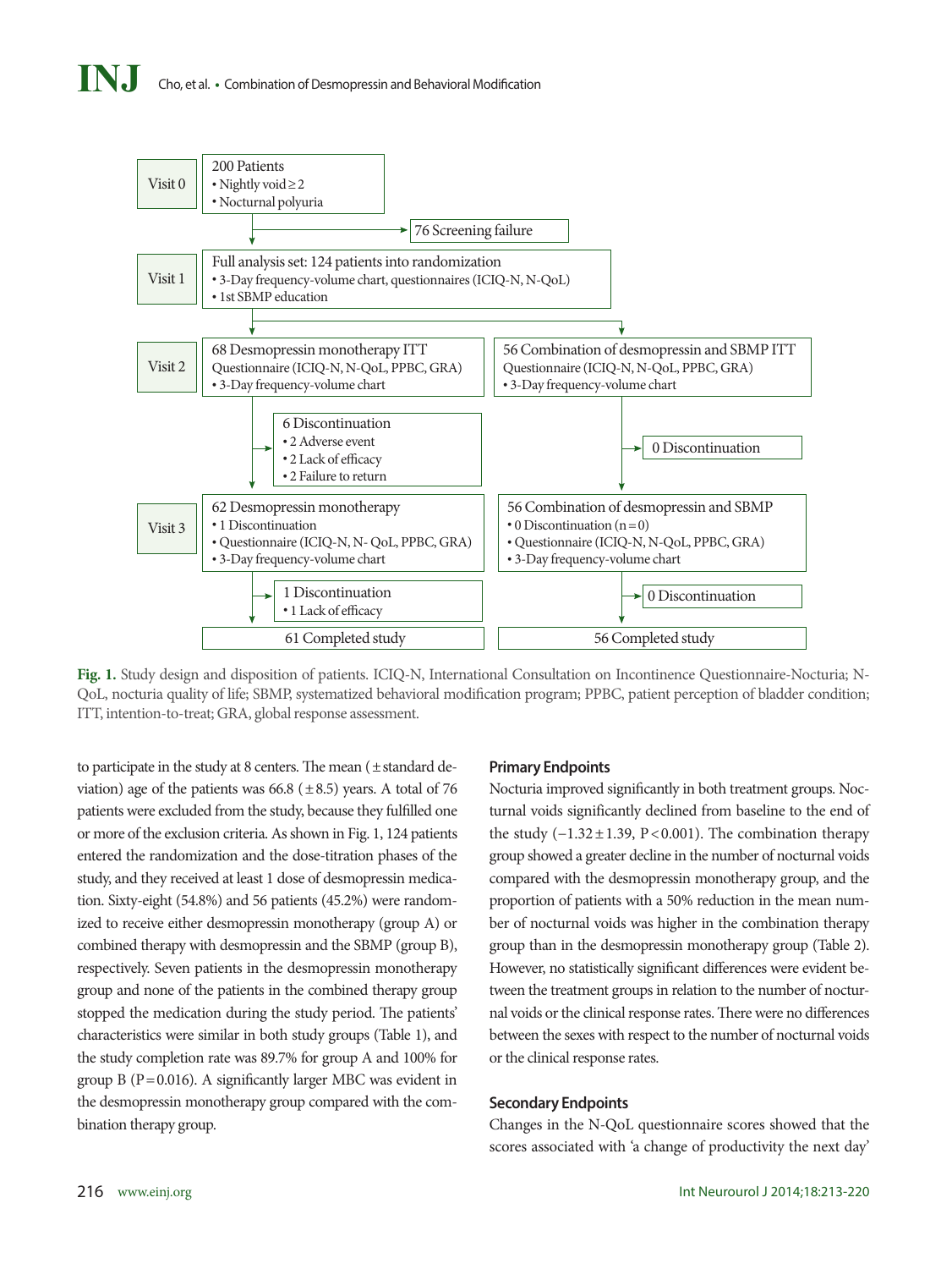Visit 0

200 Patients
- Nightly void ≥ 2
- Nocturnal polyuria

76 Screening failure

Visit 1

Full analysis set: 124 patients into randomization
- 3-Day frequency-volume chart, questionnaires (ICIQ-N, N-QoL)
- 1st SBMP education

Visit 2

68 Desmopressin monotherapy ITT
Questionnaire (ICIQ-N, N-QoL, PPBC, GRA)
- 3-Day frequency-volume chart

56 Combination of desmopressin and SBMP ITT
Questionnaire (ICIQ-N, N-QoL, PPBC, GRA)
- 3-Day frequency-volume chart

6 Discontinuation
- 2 Adverse event
- 2 Lack of efficacy
- 2 Failure to return

0 Discontinuation

Visit 3

62 Desmopressin monotherapy
- 1 Discontinuation
- Questionnaire (ICIQ-N, N- QoL, PPBC, GRA)
- 3-Day frequency-volume chart

56 Combination of desmopressin and SBMP
- 0 Discontinuation (n = 0)
- Questionnaire (ICIQ-N, N-QoL, PPBC, GRA)
- 3-Day frequency-volume chart

1 Discontinuation
- 1 Lack of efficacy

0 Discontinuation

61 Completed study

56 Completed study

**Fig. 1.** Study design and disposition of patients. ICIQ-N, International Consultation on Incontinence Questionnaire-Nocturia; N-QoL, nocturia quality of life; SBMP, systematized behavioral modification program; PPBC, patient perception of bladder condition; ITT, intention-to-treat; GRA, global response assessment.

to participate in the study at 8 centers. The mean (± standard deviation) age of the patients was 66.8 (± 8.5) years. A total of 76 patients were excluded from the study, because they fulfilled one or more of the exclusion criteria. As shown in Fig. 1, 124 patients entered the randomization and the dose-titration phases of the study, and they received at least 1 dose of desmopressin medication. Sixty-eight (54.8%) and 56 patients (45.2%) were randomized to receive either desmopressin monotherapy (group A) or combined therapy with desmopressin and the SBMP (group B), respectively. Seven patients in the desmopressin monotherapy group and none of the patients in the combined therapy group stopped the medication during the study period. The patients' characteristics were similar in both study groups (Table 1), and the study completion rate was 89.7% for group A and 100% for group B ($P = 0.016$). A significantly larger MBC was evident in the desmopressin monotherapy group compared with the combination therapy group.

### Primary Endpoints

Nocturia improved significantly in both treatment groups. Nocturnal voids significantly declined from baseline to the end of the study ($-1.32 \pm 1.39$, $P < 0.001$). The combination therapy group showed a greater decline in the number of nocturnal voids compared with the desmopressin monotherapy group, and the proportion of patients with a 50% reduction in the mean number of nocturnal voids was higher in the combination therapy group than in the desmopressin monotherapy group (Table 2). However, no statistically significant differences were evident between the treatment groups in relation to the number of nocturnal voids or the clinical response rates. There were no differences between the sexes with respect to the number of nocturnal voids or the clinical response rates.

### Secondary Endpoints

Changes in the N-QoL questionnaire scores showed that the scores associated with 'a change of productivity the next day'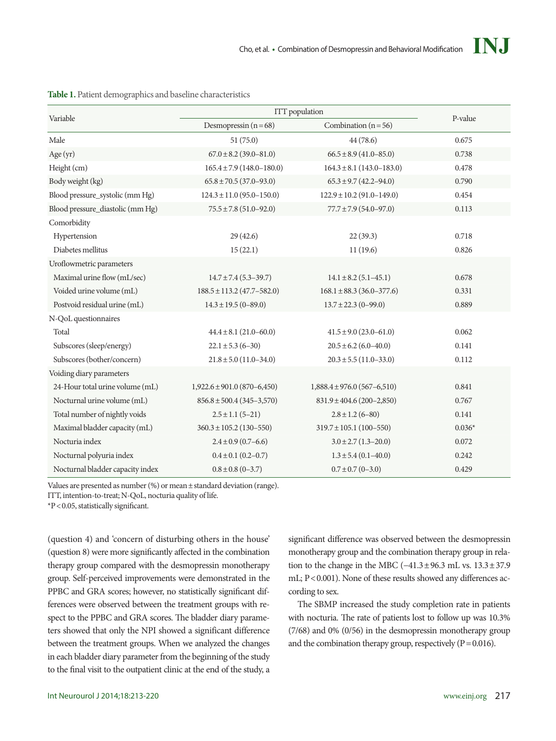**Table 1.** Patient demographics and baseline characteristics

| Variable | ITT population | | P-value |
|---|---|---|---|
| | Desmopressin (n = 68) | Combination (n = 56) | |
| Male | 51 (75.0) | 44 (78.6) | 0.675 |
| Age (yr) | 67.0 ± 8.2 (39.0–81.0) | 66.5 ± 8.9 (41.0–85.0) | 0.738 |
| Height (cm) | 165.4 ± 7.9 (148.0–180.0) | 164.3 ± 8.1 (143.0–183.0) | 0.478 |
| Body weight (kg) | 65.8 ± 70.5 (37.0–93.0) | 65.3 ± 9.7 (42.2–94.0) | 0.790 |
| Blood pressure_systolic (mm Hg) | 124.3 ± 11.0 (95.0–150.0) | 122.9 ± 10.2 (91.0–149.0) | 0.454 |
| Blood pressure_diastolic (mm Hg) | 75.5 ± 7.8 (51.0–92.0) | 77.7 ± 7.9 (54.0–97.0) | 0.113 |
| Comorbidity | | | |
| Hypertension | 29 (42.6) | 22 (39.3) | 0.718 |
| Diabetes mellitus | 15 (22.1) | 11 (19.6) | 0.826 |
| Uroflowmetric parameters | | | |
| Maximal urine flow (mL/sec) | 14.7 ± 7.4 (5.3–39.7) | 14.1 ± 8.2 (5.1–45.1) | 0.678 |
| Voided urine volume (mL) | 188.5 ± 113.2 (47.7–582.0) | 168.1 ± 88.3 (36.0–377.6) | 0.331 |
| Postvoid residual urine (mL) | 14.3 ± 19.5 (0–89.0) | 13.7 ± 22.3 (0–99.0) | 0.889 |
| N-QoL questionnaires | | | |
| Total | 44.4 ± 8.1 (21.0–60.0) | 41.5 ± 9.0 (23.0–61.0) | 0.062 |
| Subscores (sleep/energy) | 22.1 ± 5.3 (6–30) | 20.5 ± 6.2 (6.0–40.0) | 0.141 |
| Subscores (bother/concern) | 21.8 ± 5.0 (11.0–34.0) | 20.3 ± 5.5 (11.0–33.0) | 0.112 |
| Voiding diary parameters | | | |
| 24-Hour total urine volume (mL) | 1,922.6 ± 901.0 (870–6,450) | 1,888.4 ± 976.0 (567–6,510) | 0.841 |
| Nocturnal urine volume (mL) | 856.8 ± 500.4 (345–3,570) | 831.9 ± 404.6 (200–2,850) | 0.767 |
| Total number of nightly voids | 2.5 ± 1.1 (5–21) | 2.8 ± 1.2 (6–80) | 0.141 |
| Maximal bladder capacity (mL) | 360.3 ± 105.2 (130–550) | 319.7 ± 105.1 (100–550) | 0.036* |
| Nocturia index | 2.4 ± 0.9 (0.7–6.6) | 3.0 ± 2.7 (1.3–20.0) | 0.072 |
| Nocturnal polyuria index | 0.4 ± 0.1 (0.2–0.7) | 1.3 ± 5.4 (0.1–40.0) | 0.242 |
| Nocturnal bladder capacity index | 0.8 ± 0.8 (0–3.7) | 0.7 ± 0.7 (0–3.0) | 0.429 |

Values are presented as number (%) or mean ± standard deviation (range).

ITT, intention-to-treat; N-QoL, nocturia quality of life.

*P < 0.05, statistically significant.

(question 4) and 'concern of disturbing others in the house' (question 8) were more significantly affected in the combination therapy group compared with the desmopressin monotherapy group. Self-perceived improvements were demonstrated in the PPBC and GRA scores; however, no statistically significant differences were observed between the treatment groups with respect to the PPBC and GRA scores. The bladder diary parameters showed that only the NPI showed a significant difference between the treatment groups. When we analyzed the changes in each bladder diary parameter from the beginning of the study to the final visit to the outpatient clinic at the end of the study, a significant difference was observed between the desmopressin monotherapy group and the combination therapy group in relation to the change in the MBC (−41.3 ± 96.3 mL vs. 13.3 ± 37.9 mL; P < 0.001). None of these results showed any differences according to sex.

The SBMP increased the study completion rate in patients with nocturia. The rate of patients lost to follow up was 10.3% (7/68) and 0% (0/56) in the desmopressin monotherapy group and the combination therapy group, respectively (P = 0.016).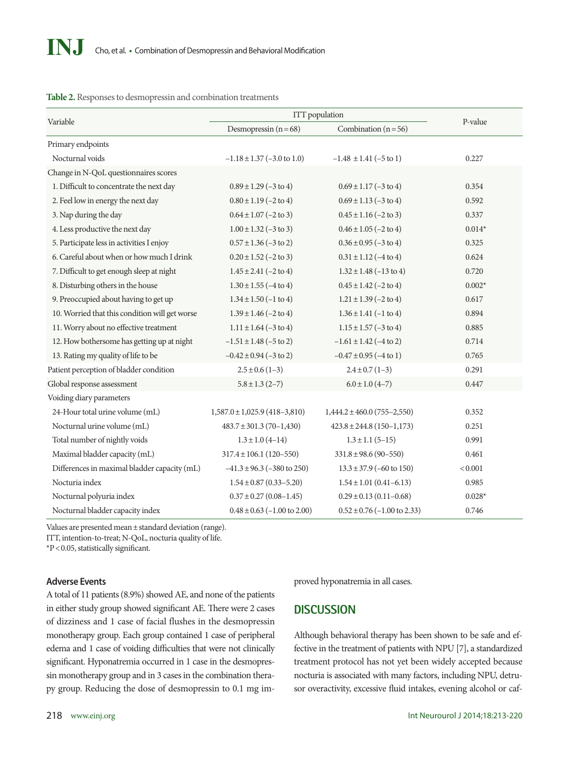**Table 2.** Responses to desmopressin and combination treatments

| Variable | ITT population | | P-value |
|---|---|---|---|
| | Desmopressin (n = 68) | Combination (n = 56) | |
| Primary endpoints | | | |
| Nocturnal voids | −1.18 ± 1.37 (−3.0 to 1.0) | −1.48 ± 1.41 (−5 to 1) | 0.227 |
| Change in N-QoL questionnaires scores | | | |
| 1. Difficult to concentrate the next day | 0.89 ± 1.29 (−3 to 4) | 0.69 ± 1.17 (−3 to 4) | 0.354 |
| 2. Feel low in energy the next day | 0.80 ± 1.19 (−2 to 4) | 0.69 ± 1.13 (−3 to 4) | 0.592 |
| 3. Nap during the day | 0.64 ± 1.07 (−2 to 3) | 0.45 ± 1.16 (−2 to 3) | 0.337 |
| 4. Less productive the next day | 1.00 ± 1.32 (−3 to 3) | 0.46 ± 1.05 (−2 to 4) | 0.014* |
| 5. Participate less in activities I enjoy | 0.57 ± 1.36 (−3 to 2) | 0.36 ± 0.95 (−3 to 4) | 0.325 |
| 6. Careful about when or how much I drink | 0.20 ± 1.52 (−2 to 3) | 0.31 ± 1.12 (−4 to 4) | 0.624 |
| 7. Difficult to get enough sleep at night | 1.45 ± 2.41 (−2 to 4) | 1.32 ± 1.48 (−13 to 4) | 0.720 |
| 8. Disturbing others in the house | 1.30 ± 1.55 (−4 to 4) | 0.45 ± 1.42 (−2 to 4) | 0.002* |
| 9. Preoccupied about having to get up | 1.34 ± 1.50 (−1 to 4) | 1.21 ± 1.39 (−2 to 4) | 0.617 |
| 10. Worried that this condition will get worse | 1.39 ± 1.46 (−2 to 4) | 1.36 ± 1.41 (−1 to 4) | 0.894 |
| 11. Worry about no effective treatment | 1.11 ± 1.64 (−3 to 4) | 1.15 ± 1.57 (−3 to 4) | 0.885 |
| 12. How bothersome has getting up at night | −1.51 ± 1.48 (−5 to 2) | −1.61 ± 1.42 (−4 to 2) | 0.714 |
| 13. Rating my quality of life to be | −0.42 ± 0.94 (−3 to 2) | −0.47 ± 0.95 (−4 to 1) | 0.765 |
| Patient perception of bladder condition | 2.5 ± 0.6 (1–3) | 2.4 ± 0.7 (1–3) | 0.291 |
| Global response assessment | 5.8 ± 1.3 (2–7) | 6.0 ± 1.0 (4–7) | 0.447 |
| Voiding diary parameters | | | |
| 24-Hour total urine volume (mL) | 1,587.0 ± 1,025.9 (418–3,810) | 1,444.2 ± 460.0 (755–2,550) | 0.352 |
| Nocturnal urine volume (mL) | 483.7 ± 301.3 (70–1,430) | 423.8 ± 244.8 (150–1,173) | 0.251 |
| Total number of nightly voids | 1.3 ± 1.0 (4–14) | 1.3 ± 1.1 (5–15) | 0.991 |
| Maximal bladder capacity (mL) | 317.4 ± 106.1 (120–550) | 331.8 ± 98.6 (90–550) | 0.461 |
| Differences in maximal bladder capacity (mL) | −41.3 ± 96.3 (−380 to 250) | 13.3 ± 37.9 (−60 to 150) | < 0.001 |
| Nocturia index | 1.54 ± 0.87 (0.33–5.20) | 1.54 ± 1.01 (0.41–6.13) | 0.985 |
| Nocturnal polyuria index | 0.37 ± 0.27 (0.08–1.45) | 0.29 ± 0.13 (0.11–0.68) | 0.028* |
| Nocturnal bladder capacity index | 0.48 ± 0.63 (−1.00 to 2.00) | 0.52 ± 0.76 (−1.00 to 2.33) | 0.746 |

Values are presented mean ± standard deviation (range).
ITT, intention-to-treat; N-QoL, nocturia quality of life.
*P < 0.05, statistically significant.

### Adverse Events

A total of 11 patients (8.9%) showed AE, and none of the patients in either study group showed significant AE. There were 2 cases of dizziness and 1 case of facial flushes in the desmopressin monotherapy group. Each group contained 1 case of peripheral edema and 1 case of voiding difficulties that were not clinically significant. Hyponatremia occurred in 1 case in the desmopressin monotherapy group and in 3 cases in the combination therapy group. Reducing the dose of desmopressin to 0.1 mg improved hyponatremia in all cases.

## DISCUSSION

Although behavioral therapy has been shown to be safe and effective in the treatment of patients with NPU [7], a standardized treatment protocol has not yet been widely accepted because nocturia is associated with many factors, including NPU, detrusor overactivity, excessive fluid intakes, evening alcohol or caf-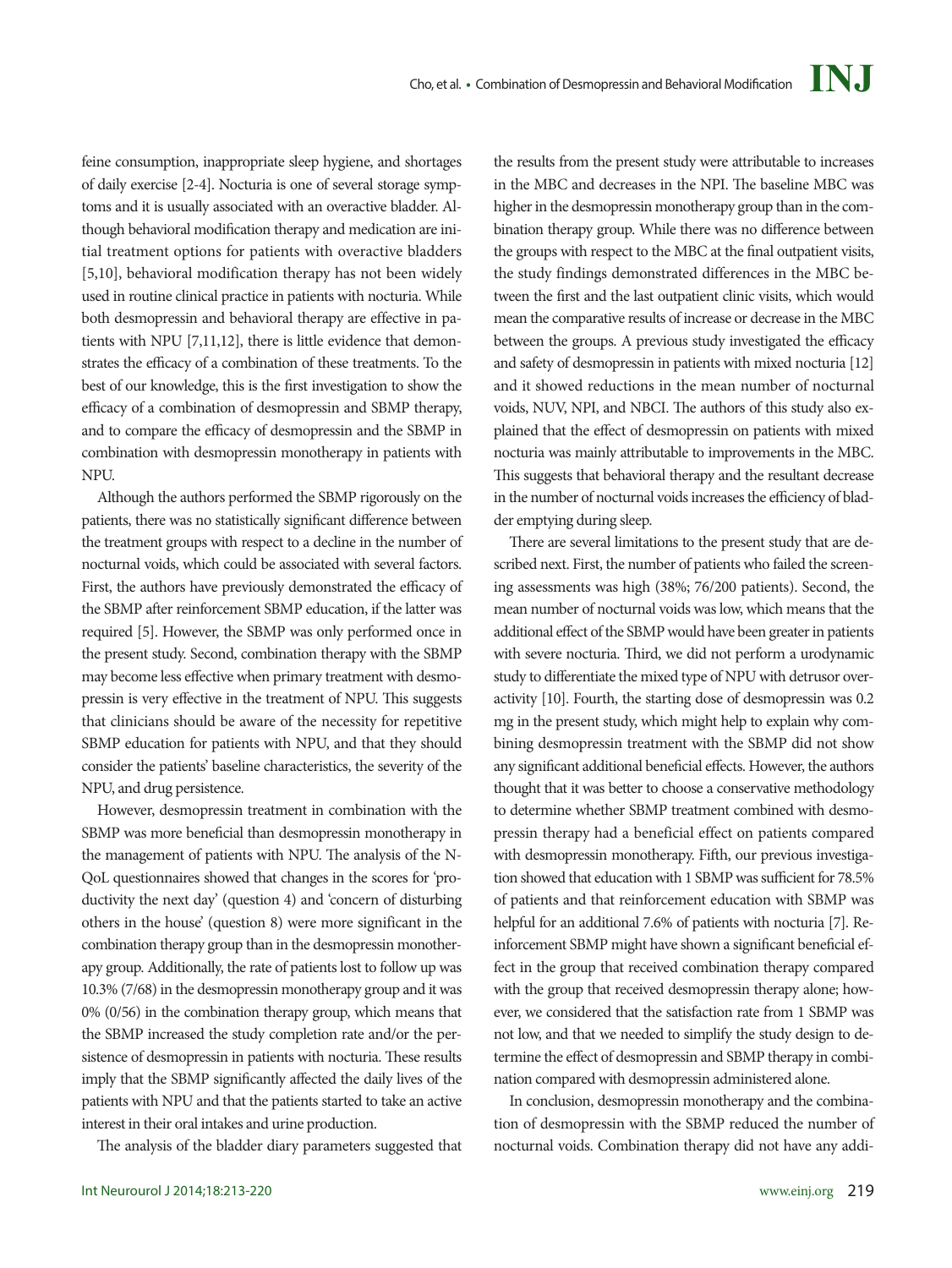feine consumption, inappropriate sleep hygiene, and shortages of daily exercise [2-4]. Nocturia is one of several storage symptoms and it is usually associated with an overactive bladder. Although behavioral modification therapy and medication are initial treatment options for patients with overactive bladders [5,10], behavioral modification therapy has not been widely used in routine clinical practice in patients with nocturia. While both desmopressin and behavioral therapy are effective in patients with NPU [7,11,12], there is little evidence that demonstrates the efficacy of a combination of these treatments. To the best of our knowledge, this is the first investigation to show the efficacy of a combination of desmopressin and SBMP therapy, and to compare the efficacy of desmopressin and the SBMP in combination with desmopressin monotherapy in patients with NPU.

Although the authors performed the SBMP rigorously on the patients, there was no statistically significant difference between the treatment groups with respect to a decline in the number of nocturnal voids, which could be associated with several factors. First, the authors have previously demonstrated the efficacy of the SBMP after reinforcement SBMP education, if the latter was required [5]. However, the SBMP was only performed once in the present study. Second, combination therapy with the SBMP may become less effective when primary treatment with desmopressin is very effective in the treatment of NPU. This suggests that clinicians should be aware of the necessity for repetitive SBMP education for patients with NPU, and that they should consider the patients' baseline characteristics, the severity of the NPU, and drug persistence.

However, desmopressin treatment in combination with the SBMP was more beneficial than desmopressin monotherapy in the management of patients with NPU. The analysis of the N-QoL questionnaires showed that changes in the scores for 'productivity the next day' (question 4) and 'concern of disturbing others in the house' (question 8) were more significant in the combination therapy group than in the desmopressin monotherapy group. Additionally, the rate of patients lost to follow up was 10.3% (7/68) in the desmopressin monotherapy group and it was 0% (0/56) in the combination therapy group, which means that the SBMP increased the study completion rate and/or the persistence of desmopressin in patients with nocturia. These results imply that the SBMP significantly affected the daily lives of the patients with NPU and that the patients started to take an active interest in their oral intakes and urine production.

The analysis of the bladder diary parameters suggested that the results from the present study were attributable to increases in the MBC and decreases in the NPI. The baseline MBC was higher in the desmopressin monotherapy group than in the combination therapy group. While there was no difference between the groups with respect to the MBC at the final outpatient visits, the study findings demonstrated differences in the MBC between the first and the last outpatient clinic visits, which would mean the comparative results of increase or decrease in the MBC between the groups. A previous study investigated the efficacy and safety of desmopressin in patients with mixed nocturia [12] and it showed reductions in the mean number of nocturnal voids, NUV, NPI, and NBCI. The authors of this study also explained that the effect of desmopressin on patients with mixed nocturia was mainly attributable to improvements in the MBC. This suggests that behavioral therapy and the resultant decrease in the number of nocturnal voids increases the efficiency of bladder emptying during sleep.

There are several limitations to the present study that are described next. First, the number of patients who failed the screening assessments was high (38%; 76/200 patients). Second, the mean number of nocturnal voids was low, which means that the additional effect of the SBMP would have been greater in patients with severe nocturia. Third, we did not perform a urodynamic study to differentiate the mixed type of NPU with detrusor overactivity [10]. Fourth, the starting dose of desmopressin was 0.2 mg in the present study, which might help to explain why combining desmopressin treatment with the SBMP did not show any significant additional beneficial effects. However, the authors thought that it was better to choose a conservative methodology to determine whether SBMP treatment combined with desmopressin therapy had a beneficial effect on patients compared with desmopressin monotherapy. Fifth, our previous investigation showed that education with 1 SBMP was sufficient for 78.5% of patients and that reinforcement education with SBMP was helpful for an additional 7.6% of patients with nocturia [7]. Reinforcement SBMP might have shown a significant beneficial effect in the group that received combination therapy compared with the group that received desmopressin therapy alone; however, we considered that the satisfaction rate from 1 SBMP was not low, and that we needed to simplify the study design to determine the effect of desmopressin and SBMP therapy in combination compared with desmopressin administered alone.

In conclusion, desmopressin monotherapy and the combination of desmopressin with the SBMP reduced the number of nocturnal voids. Combination therapy did not have any addi-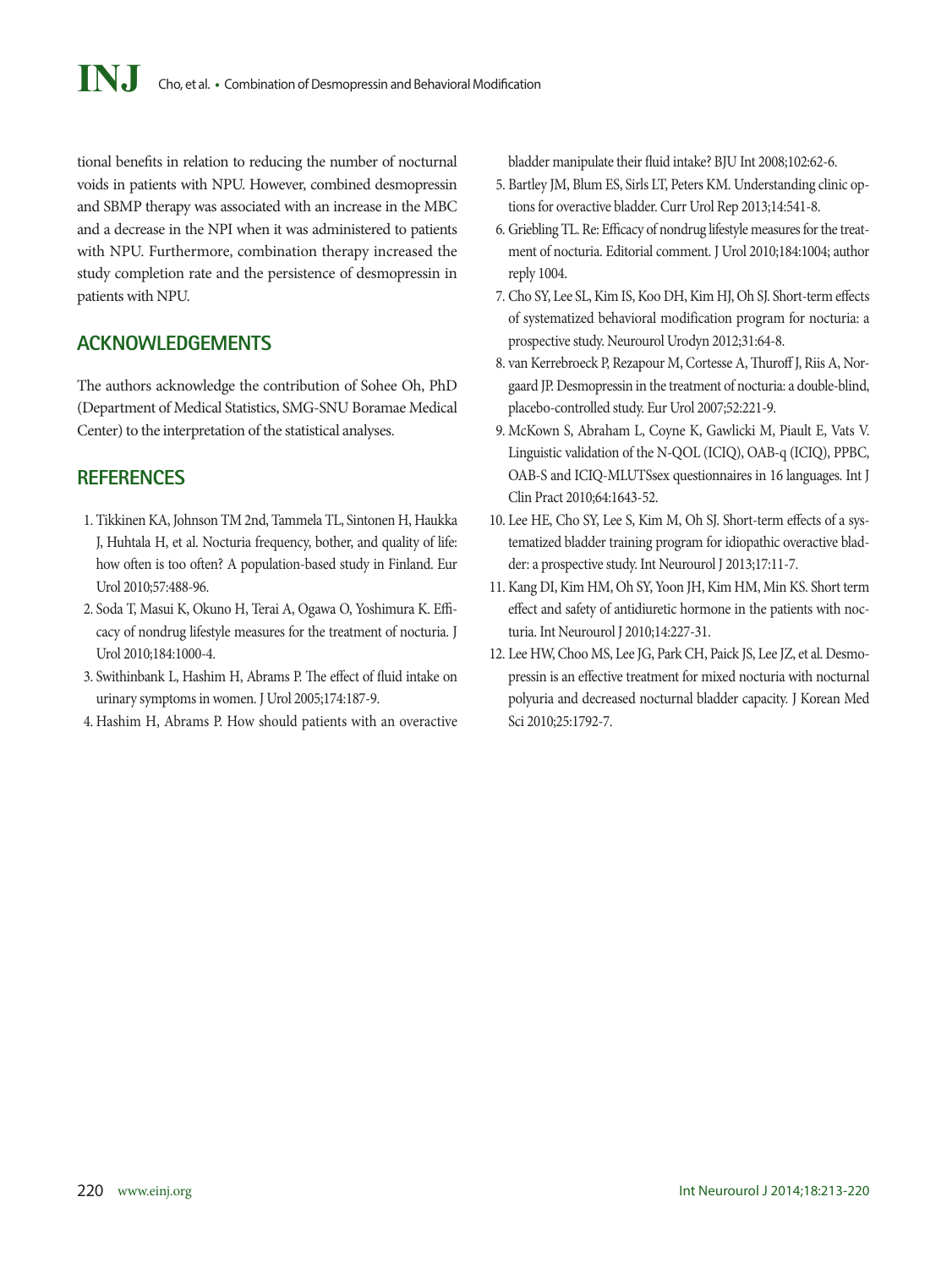tional benefits in relation to reducing the number of nocturnal voids in patients with NPU. However, combined desmopressin and SBMP therapy was associated with an increase in the MBC and a decrease in the NPI when it was administered to patients with NPU. Furthermore, combination therapy increased the study completion rate and the persistence of desmopressin in patients with NPU.

## ACKNOWLEDGEMENTS

The authors acknowledge the contribution of Sohee Oh, PhD (Department of Medical Statistics, SMG-SNU Boramae Medical Center) to the interpretation of the statistical analyses.

## REFERENCES

1. Tikkinen KA, Johnson TM 2nd, Tammela TL, Sintonen H, Haukka J, Huhtala H, et al. Nocturia frequency, bother, and quality of life: how often is too often? A population-based study in Finland. Eur Urol 2010;57:488-96.
2. Soda T, Masui K, Okuno H, Terai A, Ogawa O, Yoshimura K. Efficacy of nondrug lifestyle measures for the treatment of nocturia. J Urol 2010;184:1000-4.
3. Swithinbank L, Hashim H, Abrams P. The effect of fluid intake on urinary symptoms in women. J Urol 2005;174:187-9.
4. Hashim H, Abrams P. How should patients with an overactive bladder manipulate their fluid intake? BJU Int 2008;102:62-6.
5. Bartley JM, Blum ES, Sirls LT, Peters KM. Understanding clinic options for overactive bladder. Curr Urol Rep 2013;14:541-8.
6. Griebling TL. Re: Efficacy of nondrug lifestyle measures for the treatment of nocturia. Editorial comment. J Urol 2010;184:1004; author reply 1004.
7. Cho SY, Lee SL, Kim IS, Koo DH, Kim HJ, Oh SJ. Short-term effects of systematized behavioral modification program for nocturia: a prospective study. Neurourol Urodyn 2012;31:64-8.
8. van Kerrebroeck P, Rezapour M, Cortesse A, Thuroff J, Riis A, Norgaard JP. Desmopressin in the treatment of nocturia: a double-blind, placebo-controlled study. Eur Urol 2007;52:221-9.
9. McKown S, Abraham L, Coyne K, Gawlicki M, Piault E, Vats V. Linguistic validation of the N-QOL (ICIQ), OAB-q (ICIQ), PPBC, OAB-S and ICIQ-MLUTSsex questionnaires in 16 languages. Int J Clin Pract 2010;64:1643-52.
10. Lee HE, Cho SY, Lee S, Kim M, Oh SJ. Short-term effects of a systematized bladder training program for idiopathic overactive bladder: a prospective study. Int Neurourol J 2013;17:11-7.
11. Kang DI, Kim HM, Oh SY, Yoon JH, Kim HM, Min KS. Short term effect and safety of antidiuretic hormone in the patients with nocturia. Int Neurourol J 2010;14:227-31.
12. Lee HW, Choo MS, Lee JG, Park CH, Paick JS, Lee JZ, et al. Desmopressin is an effective treatment for mixed nocturia with nocturnal polyuria and decreased nocturnal bladder capacity. J Korean Med Sci 2010;25:1792-7.